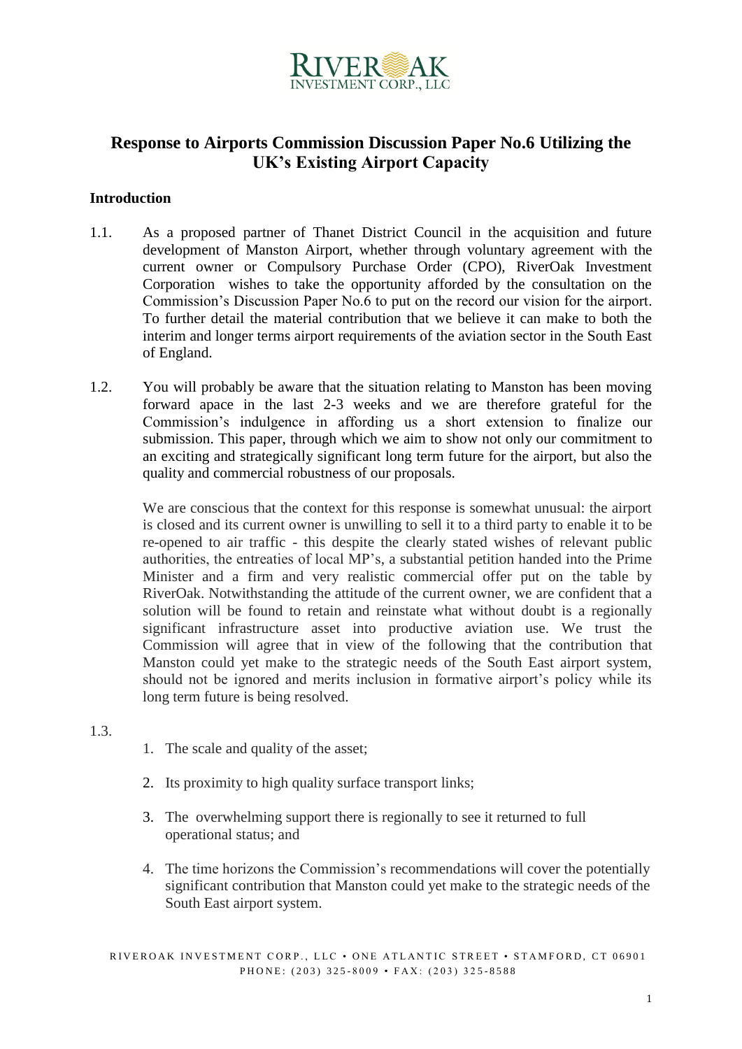# Response to Airports Commission Discussion Paper No.6 Utilizing the UK's Existing Airport Capacity

## Introduction

1.1. As a proposed partner of Thanet District Council in the acquisition and future development of Manston Airport, whether through voluntary agreement with the current owner or Compulsory Purchase Order (CPO), RiverOak Investment Corporation wishes to take the opportunity afforded by the consultation on the Commission's Discussion Paper No.6 to put on the record our vision for the airport. To further detail the material contribution that we believe it can make to both the interim and longer terms airport requirements of the aviation sector in the South East of England.

1.2. You will probably be aware that the situation relating to Manston has been moving forward apace in the last 2-3 weeks and we are therefore grateful for the Commission's indulgence in affording us a short extension to finalize our submission. This paper, through which we aim to show not only our commitment to an exciting and strategically significant long term future for the airport, but also the quality and commercial robustness of our proposals.

We are conscious that the context for this response is somewhat unusual: the airport is closed and its current owner is unwilling to sell it to a third party to enable it to be re-opened to air traffic - this despite the clearly stated wishes of relevant public authorities, the entreaties of local MP's, a substantial petition handed into the Prime Minister and a firm and very realistic commercial offer put on the table by RiverOak. Notwithstanding the attitude of the current owner, we are confident that a solution will be found to retain and reinstate what without doubt is a regionally significant infrastructure asset into productive aviation use. We trust the Commission will agree that in view of the following that the contribution that Manston could yet make to the strategic needs of the South East airport system, should not be ignored and merits inclusion in formative airport's policy while its long term future is being resolved.

1.3.

1. The scale and quality of the asset;
2. Its proximity to high quality surface transport links;
3. The overwhelming support there is regionally to see it returned to full operational status; and
4. The time horizons the Commission's recommendations will cover the potentially significant contribution that Manston could yet make to the strategic needs of the South East airport system.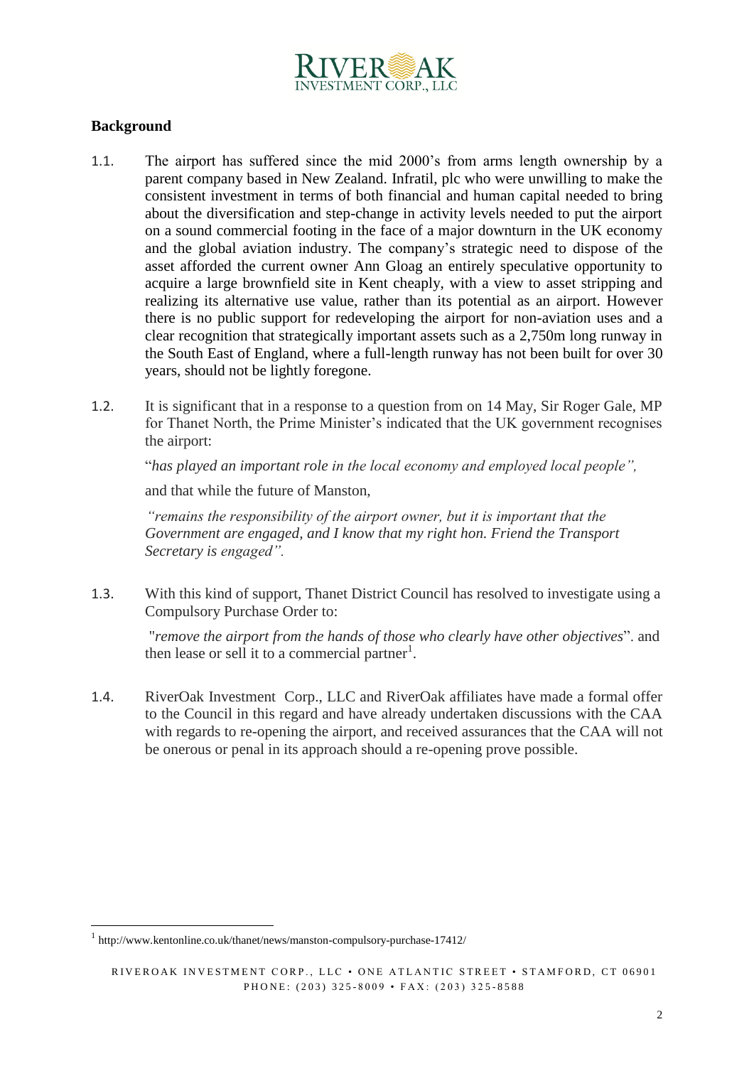## Background

1.1. The airport has suffered since the mid 2000's from arms length ownership by a parent company based in New Zealand. Infratil, plc who were unwilling to make the consistent investment in terms of both financial and human capital needed to bring about the diversification and step-change in activity levels needed to put the airport on a sound commercial footing in the face of a major downturn in the UK economy and the global aviation industry. The company's strategic need to dispose of the asset afforded the current owner Ann Gloag an entirely speculative opportunity to acquire a large brownfield site in Kent cheaply, with a view to asset stripping and realizing its alternative use value, rather than its potential as an airport. However there is no public support for redeveloping the airport for non-aviation uses and a clear recognition that strategically important assets such as a 2,750m long runway in the South East of England, where a full-length runway has not been built for over 30 years, should not be lightly foregone.

1.2. It is significant that in a response to a question from on 14 May, Sir Roger Gale, MP for Thanet North, the Prime Minister's indicated that the UK government recognises the airport:

"*has played an important role in the local economy and employed local people",*

and that while the future of Manston,

*"remains the responsibility of the airport owner, but it is important that the Government are engaged, and I know that my right hon. Friend the Transport Secretary is engaged".*

1.3. With this kind of support, Thanet District Council has resolved to investigate using a Compulsory Purchase Order to:

"*remove the airport from the hands of those who clearly have other objectives*". and then lease or sell it to a commercial partner[1].

1.4. RiverOak Investment Corp., LLC and RiverOak affiliates have made a formal offer to the Council in this regard and have already undertaken discussions with the CAA with regards to re-opening the airport, and received assurances that the CAA will not be onerous or penal in its approach should a re-opening prove possible.

[1] http://www.kentonline.co.uk/thanet/news/manston-compulsory-purchase-17412/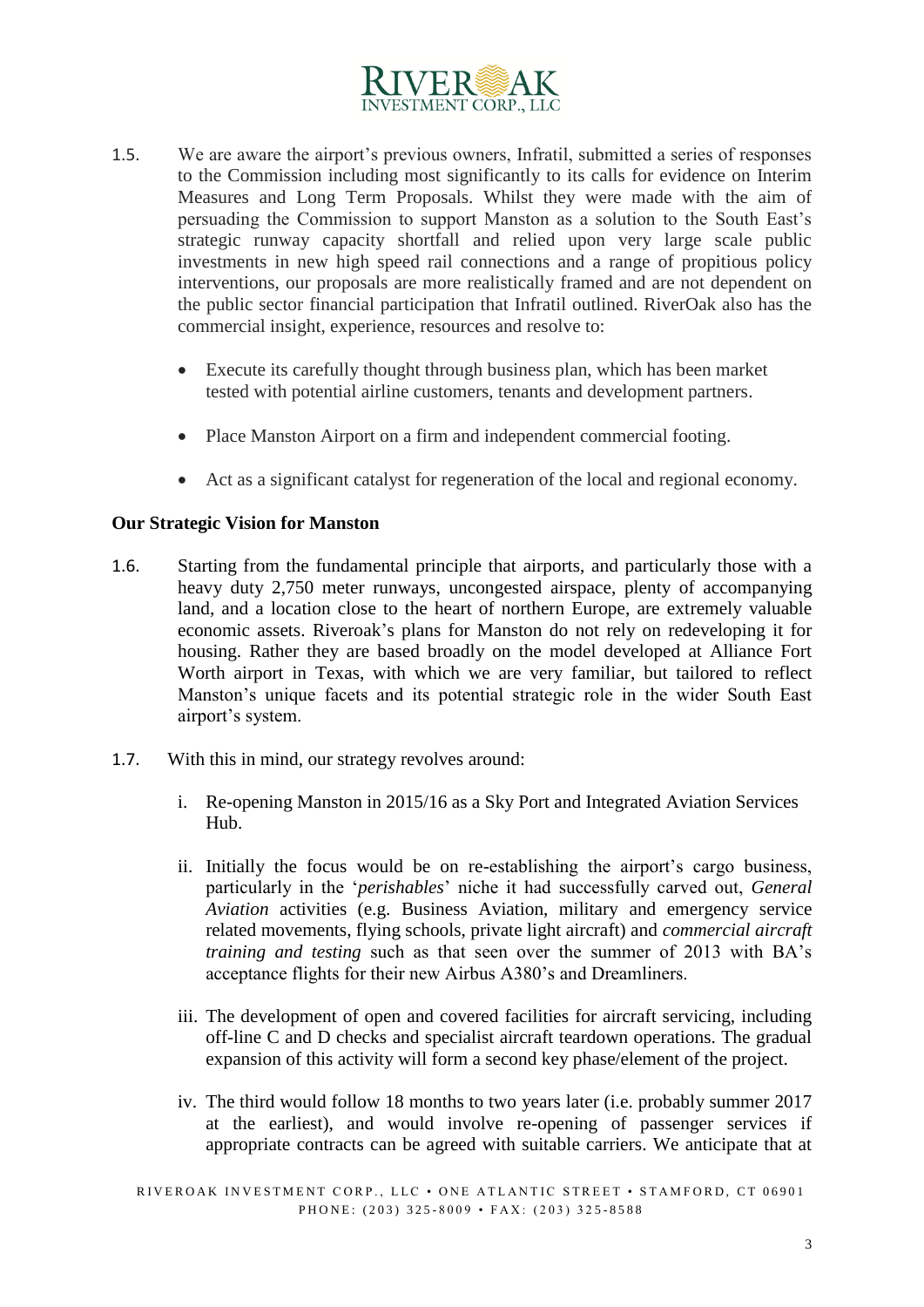1.5. We are aware the airport's previous owners, Infratil, submitted a series of responses to the Commission including most significantly to its calls for evidence on Interim Measures and Long Term Proposals. Whilst they were made with the aim of persuading the Commission to support Manston as a solution to the South East's strategic runway capacity shortfall and relied upon very large scale public investments in new high speed rail connections and a range of propitious policy interventions, our proposals are more realistically framed and are not dependent on the public sector financial participation that Infratil outlined. RiverOak also has the commercial insight, experience, resources and resolve to:

- Execute its carefully thought through business plan, which has been market tested with potential airline customers, tenants and development partners.
- Place Manston Airport on a firm and independent commercial footing.
- Act as a significant catalyst for regeneration of the local and regional economy.

**Our Strategic Vision for Manston**

1.6. Starting from the fundamental principle that airports, and particularly those with a heavy duty 2,750 meter runways, uncongested airspace, plenty of accompanying land, and a location close to the heart of northern Europe, are extremely valuable economic assets. Riveroak's plans for Manston do not rely on redeveloping it for housing. Rather they are based broadly on the model developed at Alliance Fort Worth airport in Texas, with which we are very familiar, but tailored to reflect Manston's unique facets and its potential strategic role in the wider South East airport's system.

1.7. With this in mind, our strategy revolves around:

i. Re-opening Manston in 2015/16 as a Sky Port and Integrated Aviation Services Hub.

ii. Initially the focus would be on re-establishing the airport's cargo business, particularly in the '*perishables*' niche it had successfully carved out, *General Aviation* activities (e.g. Business Aviation, military and emergency service related movements, flying schools, private light aircraft) and *commercial aircraft training and testing* such as that seen over the summer of 2013 with BA's acceptance flights for their new Airbus A380's and Dreamliners.

iii. The development of open and covered facilities for aircraft servicing, including off-line C and D checks and specialist aircraft teardown operations. The gradual expansion of this activity will form a second key phase/element of the project.

iv. The third would follow 18 months to two years later (i.e. probably summer 2017 at the earliest), and would involve re-opening of passenger services if appropriate contracts can be agreed with suitable carriers. We anticipate that at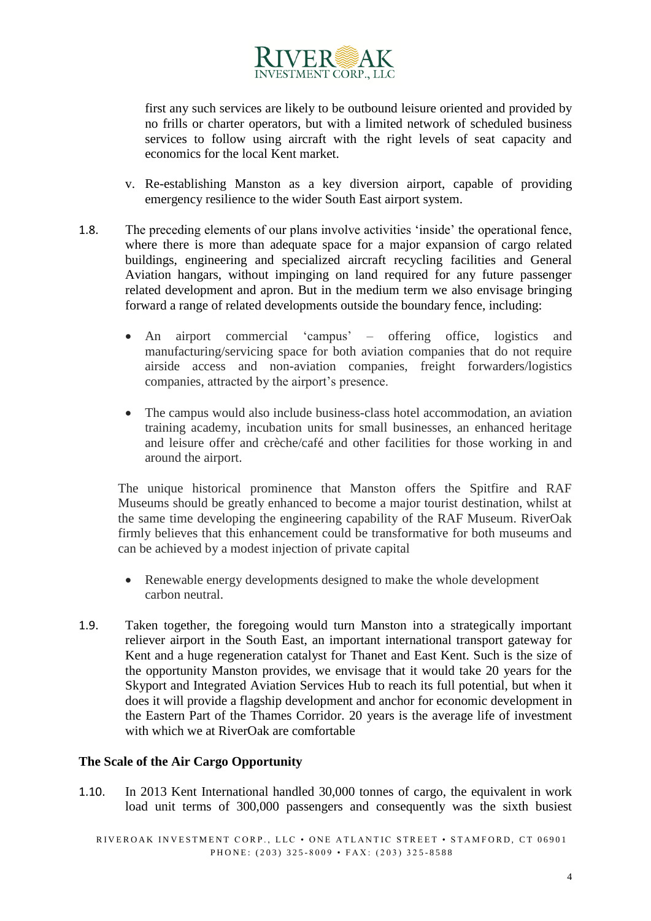first any such services are likely to be outbound leisure oriented and provided by no frills or charter operators, but with a limited network of scheduled business services to follow using aircraft with the right levels of seat capacity and economics for the local Kent market.

v. Re-establishing Manston as a key diversion airport, capable of providing emergency resilience to the wider South East airport system.

1.8. The preceding elements of our plans involve activities 'inside' the operational fence, where there is more than adequate space for a major expansion of cargo related buildings, engineering and specialized aircraft recycling facilities and General Aviation hangars, without impinging on land required for any future passenger related development and apron. But in the medium term we also envisage bringing forward a range of related developments outside the boundary fence, including:

- An airport commercial 'campus' – offering office, logistics and manufacturing/servicing space for both aviation companies that do not require airside access and non-aviation companies, freight forwarders/logistics companies, attracted by the airport's presence.

- The campus would also include business-class hotel accommodation, an aviation training academy, incubation units for small businesses, an enhanced heritage and leisure offer and crèche/café and other facilities for those working in and around the airport.

The unique historical prominence that Manston offers the Spitfire and RAF Museums should be greatly enhanced to become a major tourist destination, whilst at the same time developing the engineering capability of the RAF Museum. RiverOak firmly believes that this enhancement could be transformative for both museums and can be achieved by a modest injection of private capital

- Renewable energy developments designed to make the whole development carbon neutral.

1.9. Taken together, the foregoing would turn Manston into a strategically important reliever airport in the South East, an important international transport gateway for Kent and a huge regeneration catalyst for Thanet and East Kent. Such is the size of the opportunity Manston provides, we envisage that it would take 20 years for the Skyport and Integrated Aviation Services Hub to reach its full potential, but when it does it will provide a flagship development and anchor for economic development in the Eastern Part of the Thames Corridor. 20 years is the average life of investment with which we at RiverOak are comfortable

**The Scale of the Air Cargo Opportunity**

1.10. In 2013 Kent International handled 30,000 tonnes of cargo, the equivalent in work load unit terms of 300,000 passengers and consequently was the sixth busiest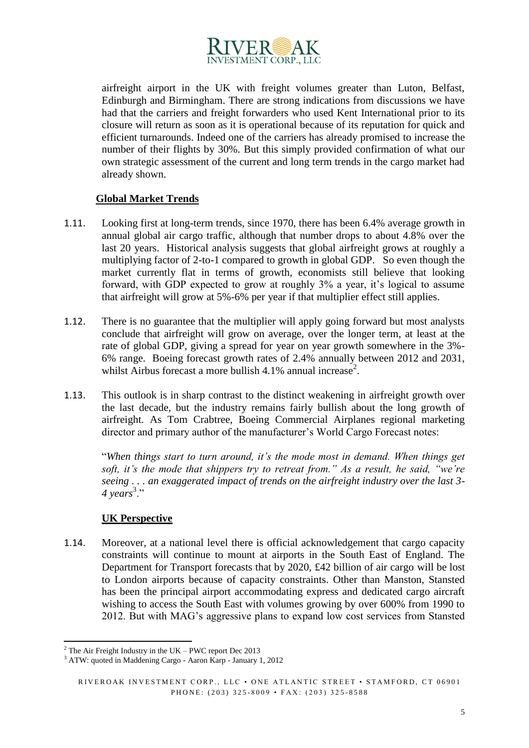airfreight airport in the UK with freight volumes greater than Luton, Belfast, Edinburgh and Birmingham. There are strong indications from discussions we have had that the carriers and freight forwarders who used Kent International prior to its closure will return as soon as it is operational because of its reputation for quick and efficient turnarounds. Indeed one of the carriers has already promised to increase the number of their flights by 30%. But this simply provided confirmation of what our own strategic assessment of the current and long term trends in the cargo market had already shown.

## Global Market Trends

1.11. Looking first at long-term trends, since 1970, there has been 6.4% average growth in annual global air cargo traffic, although that number drops to about 4.8% over the last 20 years. Historical analysis suggests that global airfreight grows at roughly a multiplying factor of 2-to-1 compared to growth in global GDP. So even though the market currently flat in terms of growth, economists still believe that looking forward, with GDP expected to grow at roughly 3% a year, it's logical to assume that airfreight will grow at 5%-6% per year if that multiplier effect still applies.

1.12. There is no guarantee that the multiplier will apply going forward but most analysts conclude that airfreight will grow on average, over the longer term, at least at the rate of global GDP, giving a spread for year on year growth somewhere in the 3%-6% range. Boeing forecast growth rates of 2.4% annually between 2012 and 2031, whilst Airbus forecast a more bullish 4.1% annual increase[2].

1.13. This outlook is in sharp contrast to the distinct weakening in airfreight growth over the last decade, but the industry remains fairly bullish about the long growth of airfreight. As Tom Crabtree, Boeing Commercial Airplanes regional marketing director and primary author of the manufacturer's World Cargo Forecast notes:

"*When things start to turn around, it's the mode most in demand. When things get soft, it's the mode that shippers try to retreat from." As a result, he said, "we're seeing . . . an exaggerated impact of trends on the airfreight industry over the last 3-4 years*[3]."

## UK Perspective

1.14. Moreover, at a national level there is official acknowledgement that cargo capacity constraints will continue to mount at airports in the South East of England. The Department for Transport forecasts that by 2020, £42 billion of air cargo will be lost to London airports because of capacity constraints. Other than Manston, Stansted has been the principal airport accommodating express and dedicated cargo aircraft wishing to access the South East with volumes growing by over 600% from 1990 to 2012. But with MAG's aggressive plans to expand low cost services from Stansted

---

[2] The Air Freight Industry in the UK – PWC report Dec 2013

[3] ATW: quoted in Maddening Cargo - Aaron Karp - January 1, 2012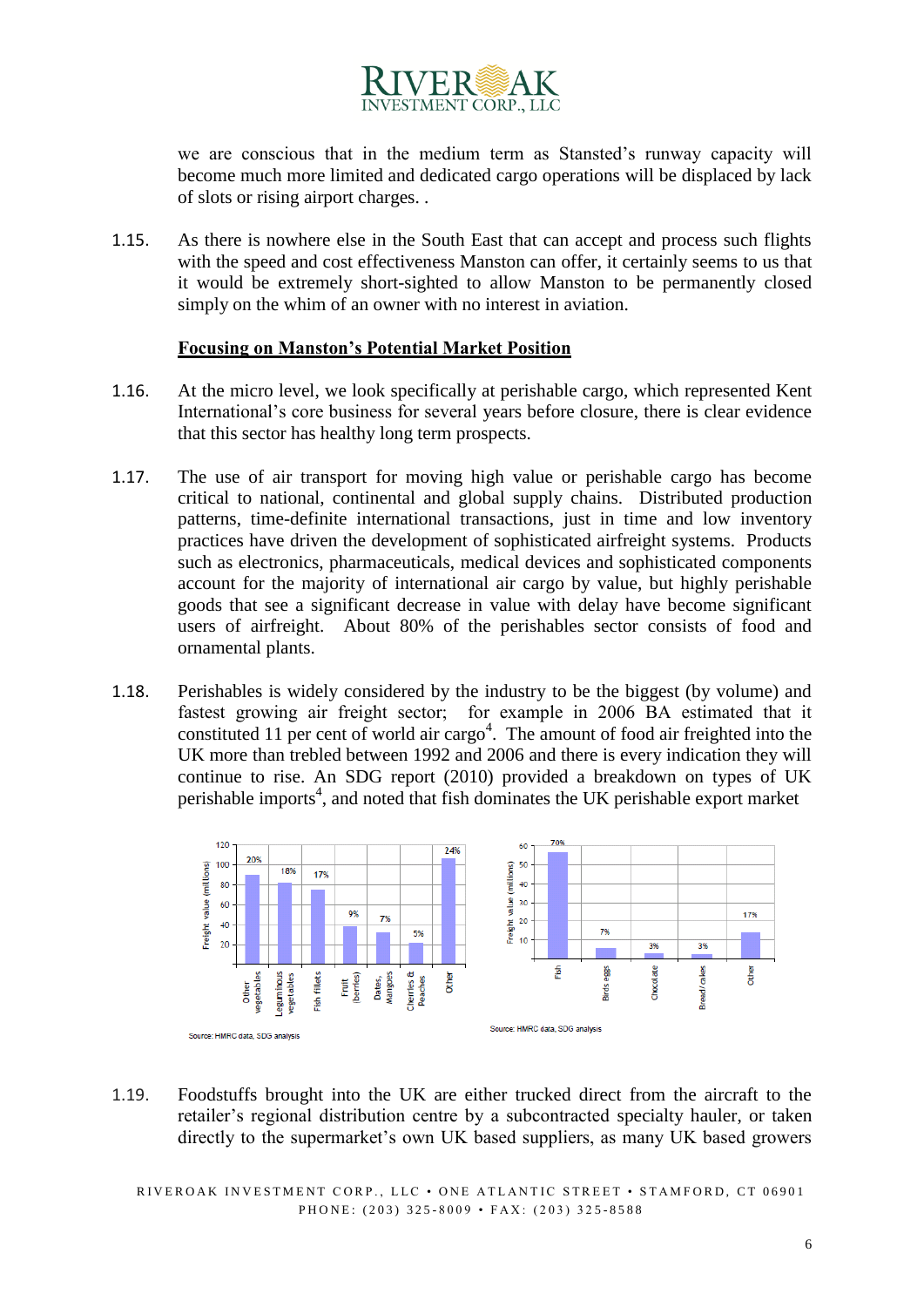we are conscious that in the medium term as Stansted's runway capacity will become much more limited and dedicated cargo operations will be displaced by lack of slots or rising airport charges. .

1.15. As there is nowhere else in the South East that can accept and process such flights with the speed and cost effectiveness Manston can offer, it certainly seems to us that it would be extremely short-sighted to allow Manston to be permanently closed simply on the whim of an owner with no interest in aviation.

**Focusing on Manston's Potential Market Position**

1.16. At the micro level, we look specifically at perishable cargo, which represented Kent International's core business for several years before closure, there is clear evidence that this sector has healthy long term prospects.

1.17. The use of air transport for moving high value or perishable cargo has become critical to national, continental and global supply chains. Distributed production patterns, time-definite international transactions, just in time and low inventory practices have driven the development of sophisticated airfreight systems. Products such as electronics, pharmaceuticals, medical devices and sophisticated components account for the majority of international air cargo by value, but highly perishable goods that see a significant decrease in value with delay have become significant users of airfreight. About 80% of the perishables sector consists of food and ornamental plants.

1.18. Perishables is widely considered by the industry to be the biggest (by volume) and fastest growing air freight sector; for example in 2006 BA estimated that it constituted 11 per cent of world air cargo[4]. The amount of food air freighted into the UK more than trebled between 1992 and 2006 and there is every indication they will continue to rise. An SDG report (2010) provided a breakdown on types of UK perishable imports[4], and noted that fish dominates the UK perishable export market

| Category | Share of freight value |
|---|---|
| Other vegetables | 20% |
| Leguminous vegetables | 18% |
| Fish fillets | 17% |
| Fruit (berries) | 9% |
| Dates, Mangoes | 7% |
| Cherries & Peaches | 5% |
| Other | 24% |

Source: HMRC data, SDG analysis

| Category | Share of freight value |
|---|---|
| Fish | 70% |
| Birds eggs | 7% |
| Chocolate | 3% |
| Bread/cakes | 3% |
| Other | 17% |

Source: HMRC data, SDG analysis

1.19. Foodstuffs brought into the UK are either trucked direct from the aircraft to the retailer's regional distribution centre by a subcontracted specialty hauler, or taken directly to the supermarket's own UK based suppliers, as many UK based growers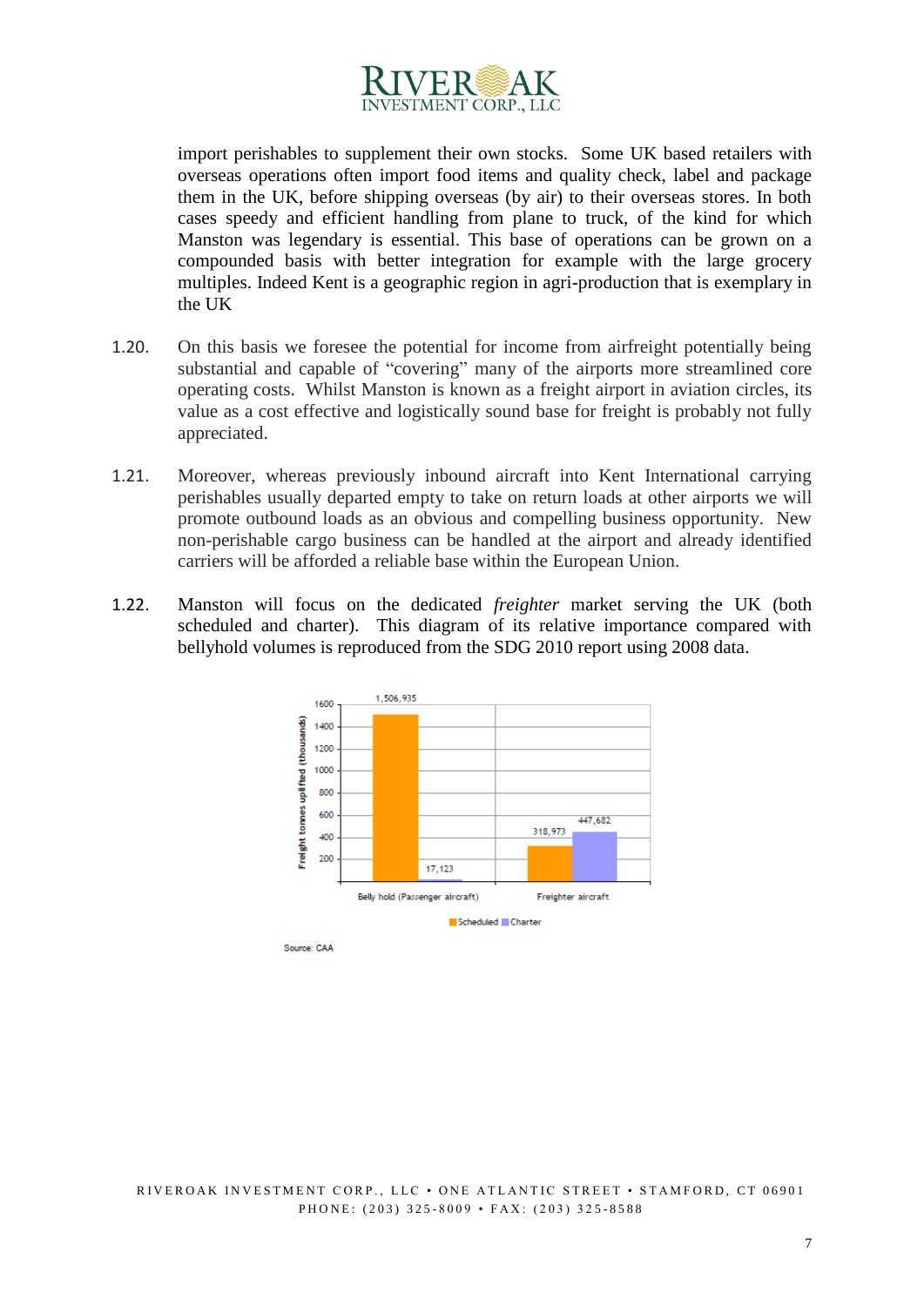import perishables to supplement their own stocks. Some UK based retailers with overseas operations often import food items and quality check, label and package them in the UK, before shipping overseas (by air) to their overseas stores. In both cases speedy and efficient handling from plane to truck, of the kind for which Manston was legendary is essential. This base of operations can be grown on a compounded basis with better integration for example with the large grocery multiples. Indeed Kent is a geographic region in agri-production that is exemplary in the UK

1.20. On this basis we foresee the potential for income from airfreight potentially being substantial and capable of "covering" many of the airports more streamlined core operating costs. Whilst Manston is known as a freight airport in aviation circles, its value as a cost effective and logistically sound base for freight is probably not fully appreciated.

1.21. Moreover, whereas previously inbound aircraft into Kent International carrying perishables usually departed empty to take on return loads at other airports we will promote outbound loads as an obvious and compelling business opportunity. New non-perishable cargo business can be handled at the airport and already identified carriers will be afforded a reliable base within the European Union.

1.22. Manston will focus on the dedicated *freighter* market serving the UK (both scheduled and charter). This diagram of its relative importance compared with bellyhold volumes is reproduced from the SDG 2010 report using 2008 data.

| Freight tonnes uplifted (thousands) | Scheduled | Charter |
|---|---|---|
| Belly hold (Passenger aircraft) | 1,506,935 | 17,123 |
| Freighter aircraft | 318,973 | 447,682 |

Source: CAA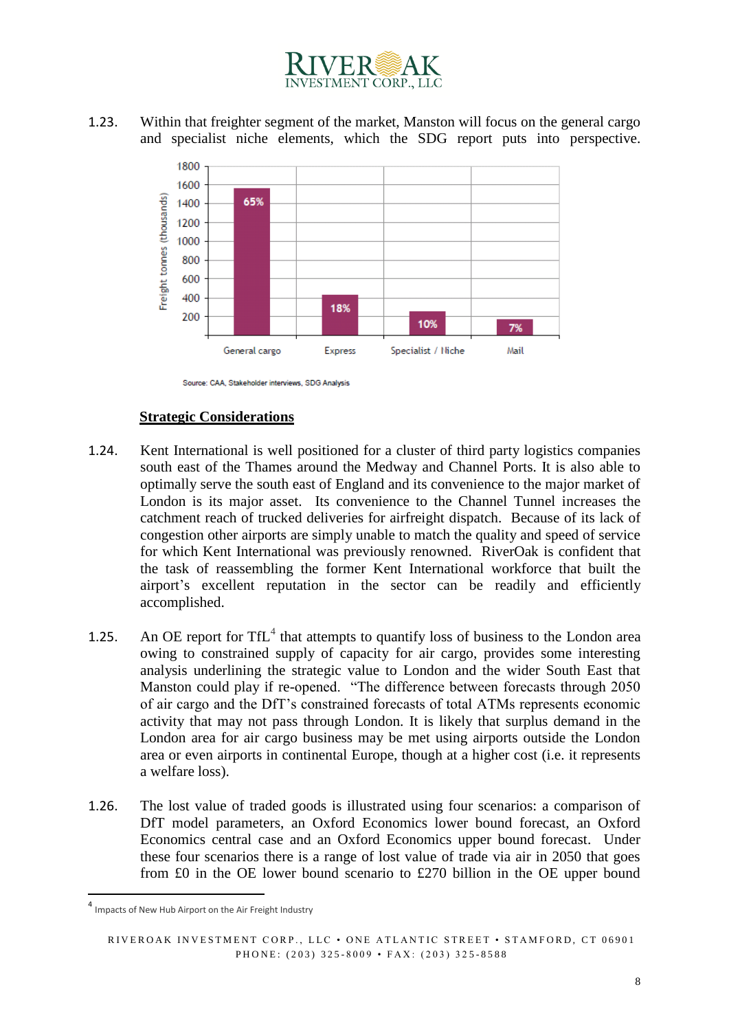1.23. Within that freighter segment of the market, Manston will focus on the general cargo and specialist niche elements, which the SDG report puts into perspective.

| | Freight tonnes (thousands) | Share |
|---|---|---|
| General cargo | ~1550 | 65% |
| Express | ~430 | 18% |
| Specialist / Niche | ~250 | 10% |
| Mail | ~170 | 7% |

Source: CAA, Stakeholder interviews, SDG Analysis

## Strategic Considerations

1.24. Kent International is well positioned for a cluster of third party logistics companies south east of the Thames around the Medway and Channel Ports. It is also able to optimally serve the south east of England and its convenience to the major market of London is its major asset. Its convenience to the Channel Tunnel increases the catchment reach of trucked deliveries for airfreight dispatch. Because of its lack of congestion other airports are simply unable to match the quality and speed of service for which Kent International was previously renowned. RiverOak is confident that the task of reassembling the former Kent International workforce that built the airport's excellent reputation in the sector can be readily and efficiently accomplished.

1.25. An OE report for TfL[4] that attempts to quantify loss of business to the London area owing to constrained supply of capacity for air cargo, provides some interesting analysis underlining the strategic value to London and the wider South East that Manston could play if re-opened. "The difference between forecasts through 2050 of air cargo and the DfT's constrained forecasts of total ATMs represents economic activity that may not pass through London. It is likely that surplus demand in the London area for air cargo business may be met using airports outside the London area or even airports in continental Europe, though at a higher cost (i.e. it represents a welfare loss).

1.26. The lost value of traded goods is illustrated using four scenarios: a comparison of DfT model parameters, an Oxford Economics lower bound forecast, an Oxford Economics central case and an Oxford Economics upper bound forecast. Under these four scenarios there is a range of lost value of trade via air in 2050 that goes from £0 in the OE lower bound scenario to £270 billion in the OE upper bound

[4] Impacts of New Hub Airport on the Air Freight Industry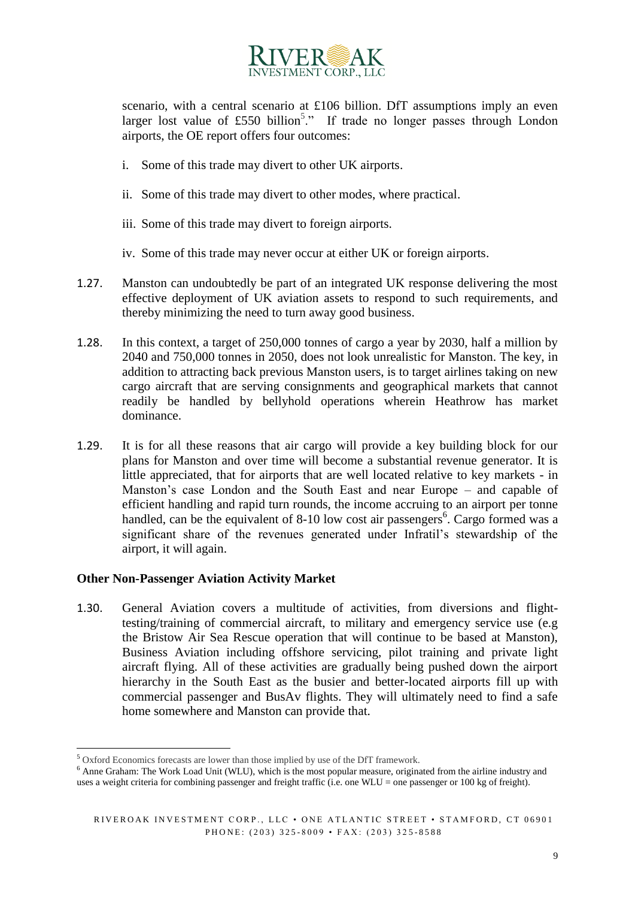scenario, with a central scenario at £106 billion. DfT assumptions imply an even larger lost value of £550 billion[5]." If trade no longer passes through London airports, the OE report offers four outcomes:

- i. Some of this trade may divert to other UK airports.
- ii. Some of this trade may divert to other modes, where practical.
- iii. Some of this trade may divert to foreign airports.
- iv. Some of this trade may never occur at either UK or foreign airports.

1.27. Manston can undoubtedly be part of an integrated UK response delivering the most effective deployment of UK aviation assets to respond to such requirements, and thereby minimizing the need to turn away good business.

1.28. In this context, a target of 250,000 tonnes of cargo a year by 2030, half a million by 2040 and 750,000 tonnes in 2050, does not look unrealistic for Manston. The key, in addition to attracting back previous Manston users, is to target airlines taking on new cargo aircraft that are serving consignments and geographical markets that cannot readily be handled by bellyhold operations wherein Heathrow has market dominance.

1.29. It is for all these reasons that air cargo will provide a key building block for our plans for Manston and over time will become a substantial revenue generator. It is little appreciated, that for airports that are well located relative to key markets - in Manston's case London and the South East and near Europe – and capable of efficient handling and rapid turn rounds, the income accruing to an airport per tonne handled, can be the equivalent of 8-10 low cost air passengers[6]. Cargo formed was a significant share of the revenues generated under Infratil's stewardship of the airport, it will again.

### Other Non-Passenger Aviation Activity Market

1.30. General Aviation covers a multitude of activities, from diversions and flight-testing/training of commercial aircraft, to military and emergency service use (e.g the Bristow Air Sea Rescue operation that will continue to be based at Manston), Business Aviation including offshore servicing, pilot training and private light aircraft flying. All of these activities are gradually being pushed down the airport hierarchy in the South East as the busier and better-located airports fill up with commercial passenger and BusAv flights. They will ultimately need to find a safe home somewhere and Manston can provide that.

---

[5] Oxford Economics forecasts are lower than those implied by use of the DfT framework.

[6] Anne Graham: The Work Load Unit (WLU), which is the most popular measure, originated from the airline industry and uses a weight criteria for combining passenger and freight traffic (i.e. one WLU = one passenger or 100 kg of freight).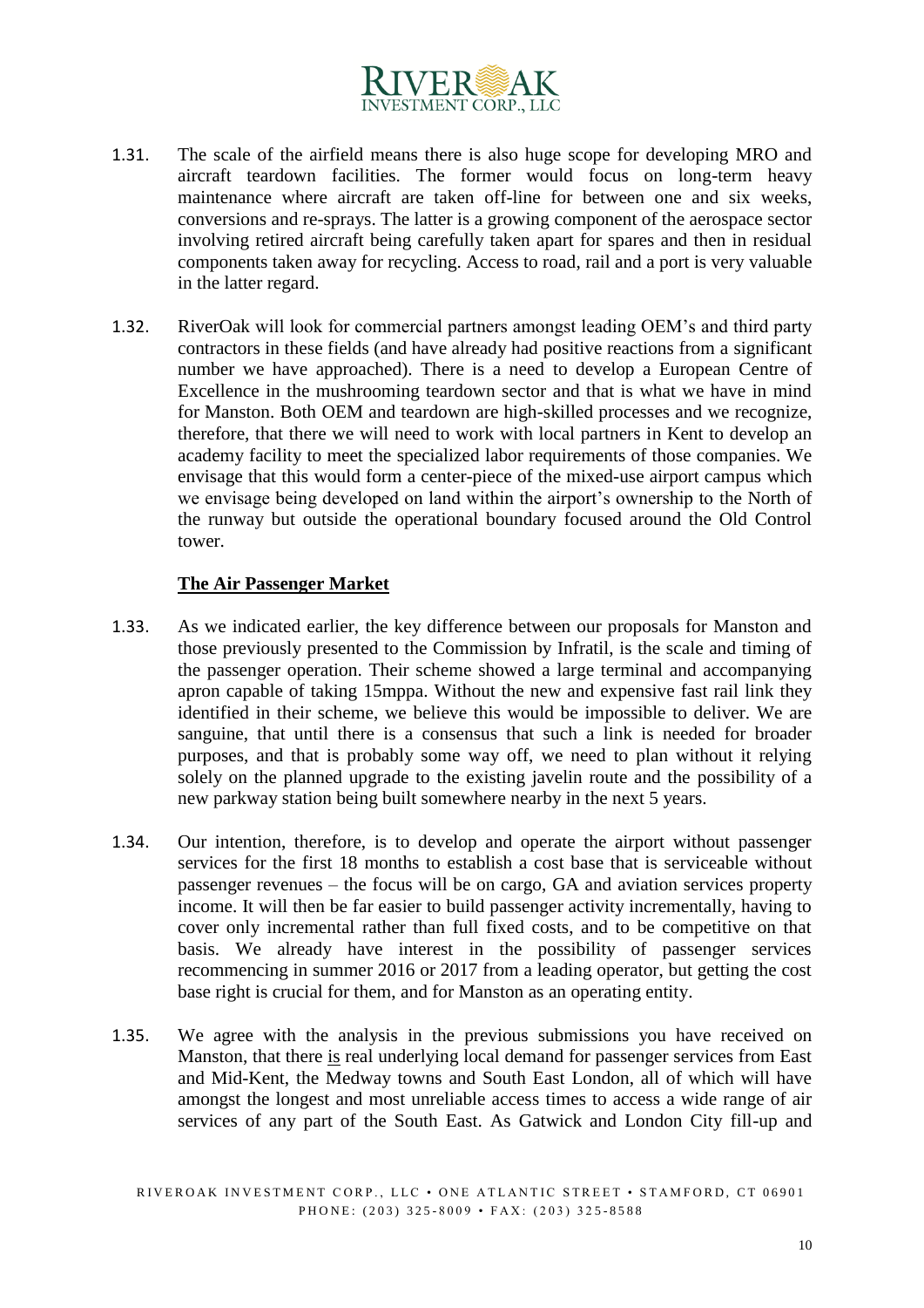1.31. The scale of the airfield means there is also huge scope for developing MRO and aircraft teardown facilities. The former would focus on long-term heavy maintenance where aircraft are taken off-line for between one and six weeks, conversions and re-sprays. The latter is a growing component of the aerospace sector involving retired aircraft being carefully taken apart for spares and then in residual components taken away for recycling. Access to road, rail and a port is very valuable in the latter regard.

1.32. RiverOak will look for commercial partners amongst leading OEM's and third party contractors in these fields (and have already had positive reactions from a significant number we have approached). There is a need to develop a European Centre of Excellence in the mushrooming teardown sector and that is what we have in mind for Manston. Both OEM and teardown are high-skilled processes and we recognize, therefore, that there we will need to work with local partners in Kent to develop an academy facility to meet the specialized labor requirements of those companies. We envisage that this would form a center-piece of the mixed-use airport campus which we envisage being developed on land within the airport's ownership to the North of the runway but outside the operational boundary focused around the Old Control tower.

**The Air Passenger Market**

1.33. As we indicated earlier, the key difference between our proposals for Manston and those previously presented to the Commission by Infratil, is the scale and timing of the passenger operation. Their scheme showed a large terminal and accompanying apron capable of taking 15mppa. Without the new and expensive fast rail link they identified in their scheme, we believe this would be impossible to deliver. We are sanguine, that until there is a consensus that such a link is needed for broader purposes, and that is probably some way off, we need to plan without it relying solely on the planned upgrade to the existing javelin route and the possibility of a new parkway station being built somewhere nearby in the next 5 years.

1.34. Our intention, therefore, is to develop and operate the airport without passenger services for the first 18 months to establish a cost base that is serviceable without passenger revenues – the focus will be on cargo, GA and aviation services property income. It will then be far easier to build passenger activity incrementally, having to cover only incremental rather than full fixed costs, and to be competitive on that basis. We already have interest in the possibility of passenger services recommencing in summer 2016 or 2017 from a leading operator, but getting the cost base right is crucial for them, and for Manston as an operating entity.

1.35. We agree with the analysis in the previous submissions you have received on Manston, that there is real underlying local demand for passenger services from East and Mid-Kent, the Medway towns and South East London, all of which will have amongst the longest and most unreliable access times to access a wide range of air services of any part of the South East. As Gatwick and London City fill-up and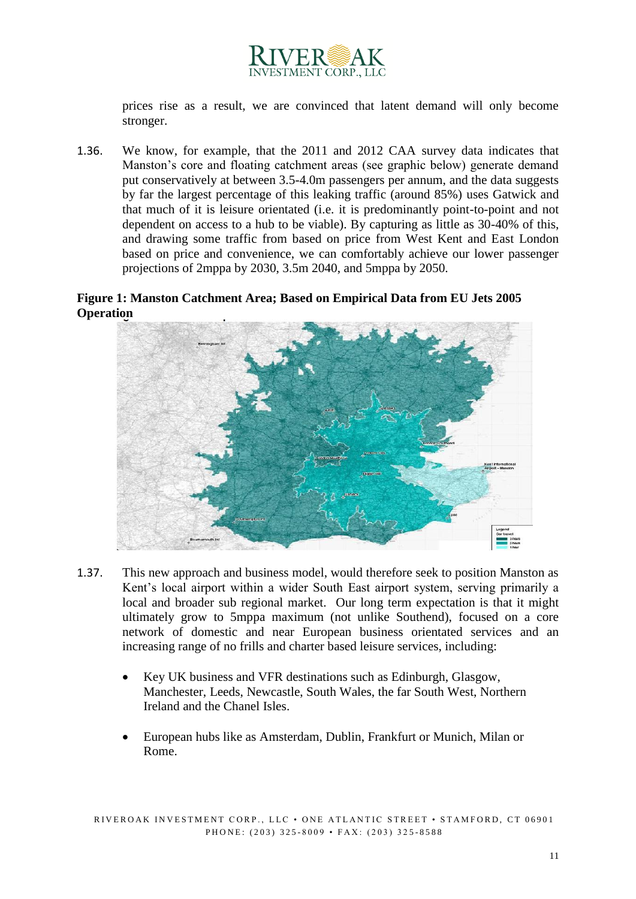prices rise as a result, we are convinced that latent demand will only become stronger.

1.36. We know, for example, that the 2011 and 2012 CAA survey data indicates that Manston's core and floating catchment areas (see graphic below) generate demand put conservatively at between 3.5-4.0m passengers per annum, and the data suggests by far the largest percentage of this leaking traffic (around 85%) uses Gatwick and that much of it is leisure orientated (i.e. it is predominantly point-to-point and not dependent on access to a hub to be viable). By capturing as little as 30-40% of this, and drawing some traffic from based on price from West Kent and East London based on price and convenience, we can comfortably achieve our lower passenger projections of 2mppa by 2030, 3.5m 2040, and 5mppa by 2050.

**Figure 1: Manston Catchment Area; Based on Empirical Data from EU Jets 2005 Operation**

1.37. This new approach and business model, would therefore seek to position Manston as Kent's local airport within a wider South East airport system, serving primarily a local and broader sub regional market. Our long term expectation is that it might ultimately grow to 5mppa maximum (not unlike Southend), focused on a core network of domestic and near European business orientated services and an increasing range of no frills and charter based leisure services, including:

- Key UK business and VFR destinations such as Edinburgh, Glasgow, Manchester, Leeds, Newcastle, South Wales, the far South West, Northern Ireland and the Chanel Isles.
- European hubs like as Amsterdam, Dublin, Frankfurt or Munich, Milan or Rome.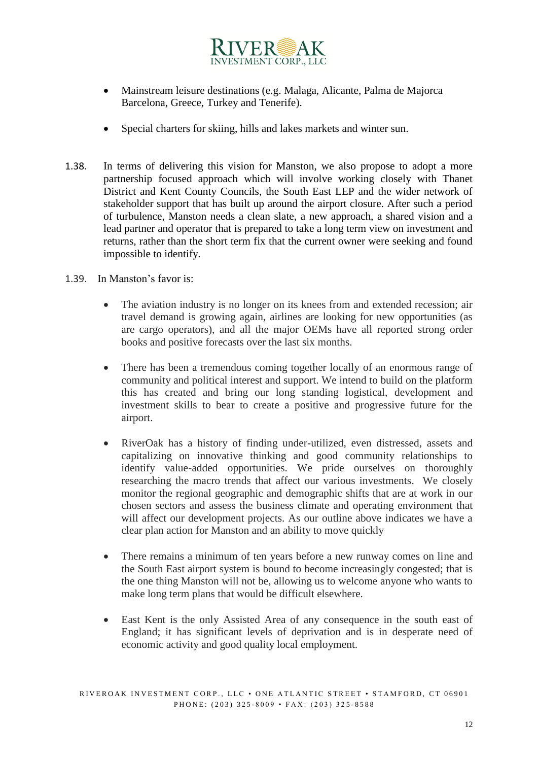- Mainstream leisure destinations (e.g. Malaga, Alicante, Palma de Majorca Barcelona, Greece, Turkey and Tenerife).

- Special charters for skiing, hills and lakes markets and winter sun.

1.38. In terms of delivering this vision for Manston, we also propose to adopt a more partnership focused approach which will involve working closely with Thanet District and Kent County Councils, the South East LEP and the wider network of stakeholder support that has built up around the airport closure. After such a period of turbulence, Manston needs a clean slate, a new approach, a shared vision and a lead partner and operator that is prepared to take a long term view on investment and returns, rather than the short term fix that the current owner were seeking and found impossible to identify.

1.39. In Manston's favor is:

- The aviation industry is no longer on its knees from and extended recession; air travel demand is growing again, airlines are looking for new opportunities (as are cargo operators), and all the major OEMs have all reported strong order books and positive forecasts over the last six months.

- There has been a tremendous coming together locally of an enormous range of community and political interest and support. We intend to build on the platform this has created and bring our long standing logistical, development and investment skills to bear to create a positive and progressive future for the airport.

- RiverOak has a history of finding under-utilized, even distressed, assets and capitalizing on innovative thinking and good community relationships to identify value-added opportunities. We pride ourselves on thoroughly researching the macro trends that affect our various investments. We closely monitor the regional geographic and demographic shifts that are at work in our chosen sectors and assess the business climate and operating environment that will affect our development projects. As our outline above indicates we have a clear plan action for Manston and an ability to move quickly

- There remains a minimum of ten years before a new runway comes on line and the South East airport system is bound to become increasingly congested; that is the one thing Manston will not be, allowing us to welcome anyone who wants to make long term plans that would be difficult elsewhere.

- East Kent is the only Assisted Area of any consequence in the south east of England; it has significant levels of deprivation and is in desperate need of economic activity and good quality local employment.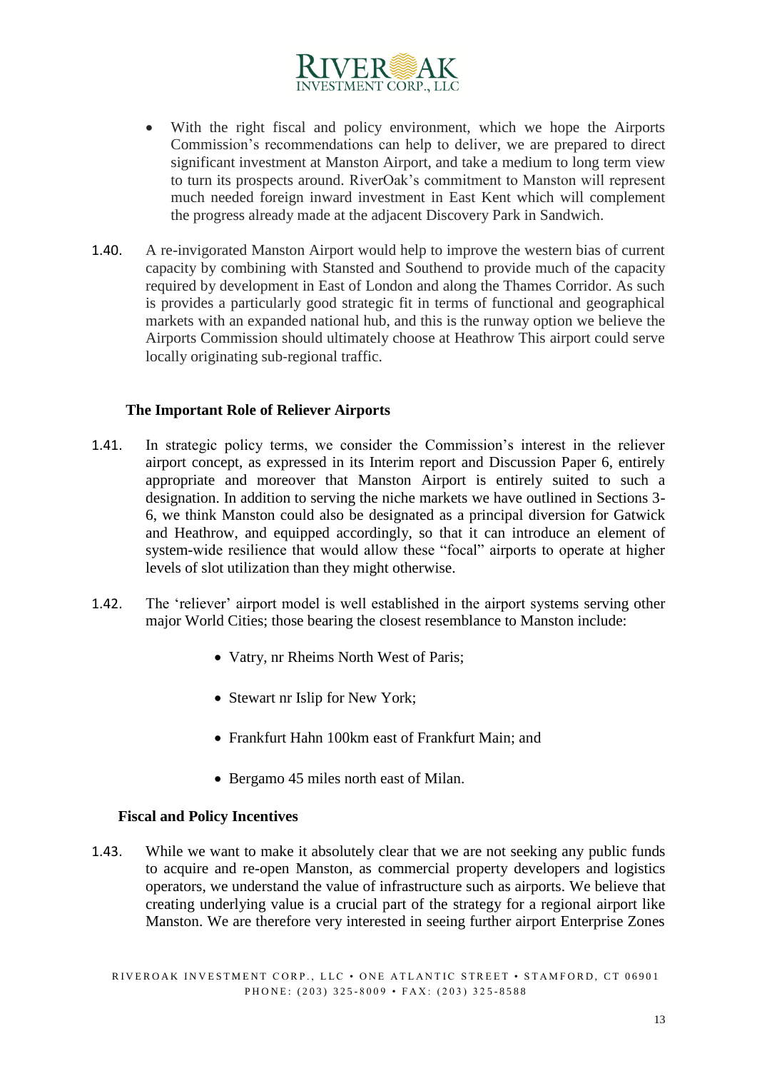- With the right fiscal and policy environment, which we hope the Airports Commission's recommendations can help to deliver, we are prepared to direct significant investment at Manston Airport, and take a medium to long term view to turn its prospects around. RiverOak's commitment to Manston will represent much needed foreign inward investment in East Kent which will complement the progress already made at the adjacent Discovery Park in Sandwich.

1.40. A re-invigorated Manston Airport would help to improve the western bias of current capacity by combining with Stansted and Southend to provide much of the capacity required by development in East of London and along the Thames Corridor. As such is provides a particularly good strategic fit in terms of functional and geographical markets with an expanded national hub, and this is the runway option we believe the Airports Commission should ultimately choose at Heathrow This airport could serve locally originating sub-regional traffic.

**The Important Role of Reliever Airports**

1.41. In strategic policy terms, we consider the Commission's interest in the reliever airport concept, as expressed in its Interim report and Discussion Paper 6, entirely appropriate and moreover that Manston Airport is entirely suited to such a designation. In addition to serving the niche markets we have outlined in Sections 3-6, we think Manston could also be designated as a principal diversion for Gatwick and Heathrow, and equipped accordingly, so that it can introduce an element of system-wide resilience that would allow these "focal" airports to operate at higher levels of slot utilization than they might otherwise.

1.42. The 'reliever' airport model is well established in the airport systems serving other major World Cities; those bearing the closest resemblance to Manston include:

- Vatry, nr Rheims North West of Paris;
- Stewart nr Islip for New York;
- Frankfurt Hahn 100km east of Frankfurt Main; and
- Bergamo 45 miles north east of Milan.

**Fiscal and Policy Incentives**

1.43. While we want to make it absolutely clear that we are not seeking any public funds to acquire and re-open Manston, as commercial property developers and logistics operators, we understand the value of infrastructure such as airports. We believe that creating underlying value is a crucial part of the strategy for a regional airport like Manston. We are therefore very interested in seeing further airport Enterprise Zones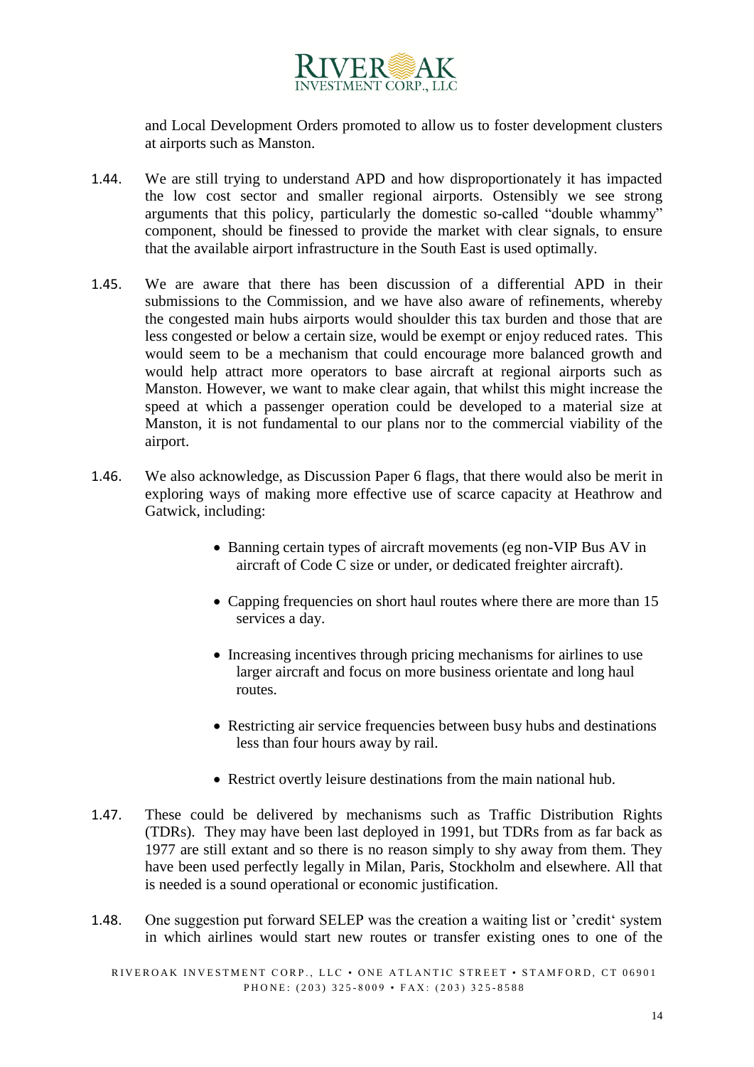and Local Development Orders promoted to allow us to foster development clusters at airports such as Manston.

1.44. We are still trying to understand APD and how disproportionately it has impacted the low cost sector and smaller regional airports. Ostensibly we see strong arguments that this policy, particularly the domestic so-called "double whammy" component, should be finessed to provide the market with clear signals, to ensure that the available airport infrastructure in the South East is used optimally.

1.45. We are aware that there has been discussion of a differential APD in their submissions to the Commission, and we have also aware of refinements, whereby the congested main hubs airports would shoulder this tax burden and those that are less congested or below a certain size, would be exempt or enjoy reduced rates. This would seem to be a mechanism that could encourage more balanced growth and would help attract more operators to base aircraft at regional airports such as Manston. However, we want to make clear again, that whilst this might increase the speed at which a passenger operation could be developed to a material size at Manston, it is not fundamental to our plans nor to the commercial viability of the airport.

1.46. We also acknowledge, as Discussion Paper 6 flags, that there would also be merit in exploring ways of making more effective use of scarce capacity at Heathrow and Gatwick, including:

- Banning certain types of aircraft movements (eg non-VIP Bus AV in aircraft of Code C size or under, or dedicated freighter aircraft).
- Capping frequencies on short haul routes where there are more than 15 services a day.
- Increasing incentives through pricing mechanisms for airlines to use larger aircraft and focus on more business orientate and long haul routes.
- Restricting air service frequencies between busy hubs and destinations less than four hours away by rail.
- Restrict overtly leisure destinations from the main national hub.

1.47. These could be delivered by mechanisms such as Traffic Distribution Rights (TDRs). They may have been last deployed in 1991, but TDRs from as far back as 1977 are still extant and so there is no reason simply to shy away from them. They have been used perfectly legally in Milan, Paris, Stockholm and elsewhere. All that is needed is a sound operational or economic justification.

1.48. One suggestion put forward SELEP was the creation a waiting list or 'credit' system in which airlines would start new routes or transfer existing ones to one of the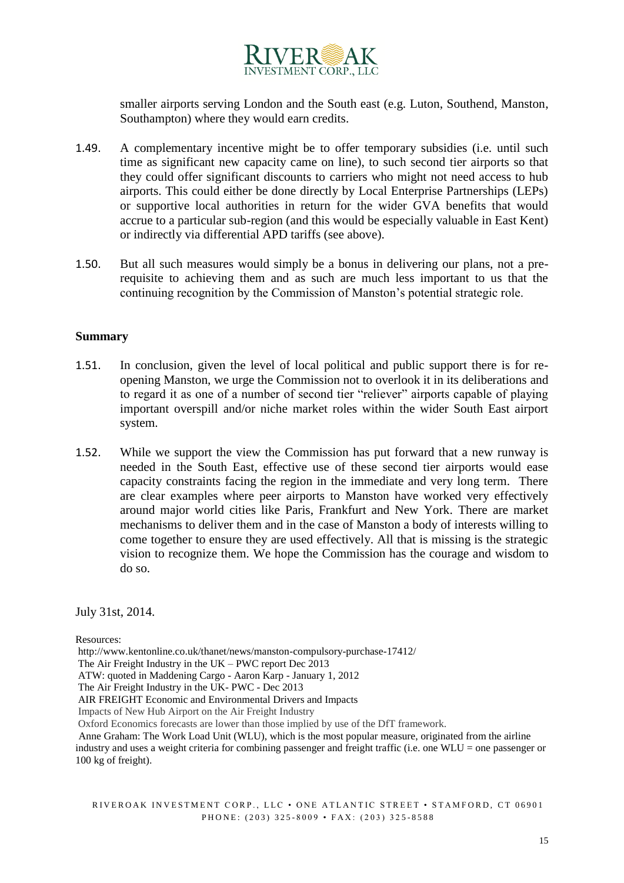smaller airports serving London and the South east (e.g. Luton, Southend, Manston, Southampton) where they would earn credits.

1.49. A complementary incentive might be to offer temporary subsidies (i.e. until such time as significant new capacity came on line), to such second tier airports so that they could offer significant discounts to carriers who might not need access to hub airports. This could either be done directly by Local Enterprise Partnerships (LEPs) or supportive local authorities in return for the wider GVA benefits that would accrue to a particular sub-region (and this would be especially valuable in East Kent) or indirectly via differential APD tariffs (see above).

1.50. But all such measures would simply be a bonus in delivering our plans, not a pre-requisite to achieving them and as such are much less important to us that the continuing recognition by the Commission of Manston's potential strategic role.

**Summary**

1.51. In conclusion, given the level of local political and public support there is for re-opening Manston, we urge the Commission not to overlook it in its deliberations and to regard it as one of a number of second tier "reliever" airports capable of playing important overspill and/or niche market roles within the wider South East airport system.

1.52. While we support the view the Commission has put forward that a new runway is needed in the South East, effective use of these second tier airports would ease capacity constraints facing the region in the immediate and very long term. There are clear examples where peer airports to Manston have worked very effectively around major world cities like Paris, Frankfurt and New York. There are market mechanisms to deliver them and in the case of Manston a body of interests willing to come together to ensure they are used effectively. All that is missing is the strategic vision to recognize them. We hope the Commission has the courage and wisdom to do so.

July 31st, 2014.

Resources:
http://www.kentonline.co.uk/thanet/news/manston-compulsory-purchase-17412/
The Air Freight Industry in the UK – PWC report Dec 2013
ATW: quoted in Maddening Cargo - Aaron Karp - January 1, 2012
The Air Freight Industry in the UK- PWC - Dec 2013
AIR FREIGHT Economic and Environmental Drivers and Impacts
Impacts of New Hub Airport on the Air Freight Industry
Oxford Economics forecasts are lower than those implied by use of the DfT framework.
Anne Graham: The Work Load Unit (WLU), which is the most popular measure, originated from the airline industry and uses a weight criteria for combining passenger and freight traffic (i.e. one WLU = one passenger or 100 kg of freight).